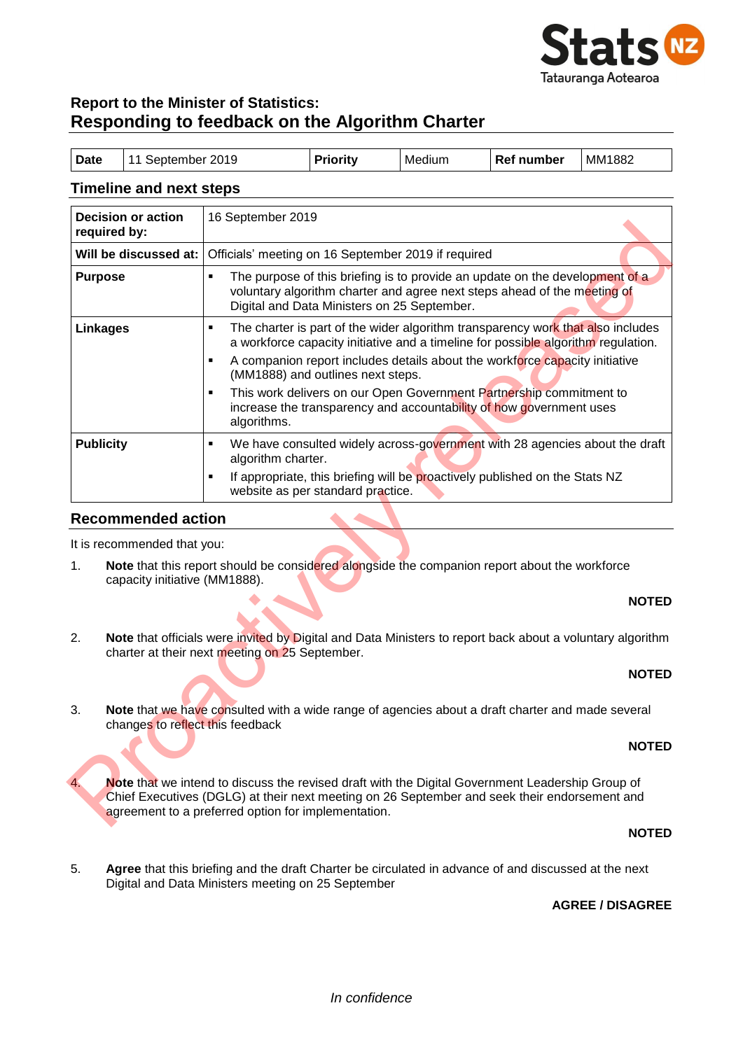# Report to the Minister of Statistics: Responding to feedback on the Algorithm Charter

| Date | 11 September 2019 | Priority | Medium | Ref number | MM1882 |
|---|---|---|---|---|---|

## Timeline and next steps

| | |
|---|---|
| **Decision or action required by:** | 16 September 2019 |
| **Will be discussed at:** | Officials' meeting on 16 September 2019 if required |
| **Purpose** | ▪ The purpose of this briefing is to provide an update on the development of a voluntary algorithm charter and agree next steps ahead of the meeting of Digital and Data Ministers on 25 September. |
| **Linkages** | ▪ The charter is part of the wider algorithm transparency work that also includes a workforce capacity initiative and a timeline for possible algorithm regulation.<br>▪ A companion report includes details about the workforce capacity initiative (MM1888) and outlines next steps.<br>▪ This work delivers on our Open Government Partnership commitment to increase the transparency and accountability of how government uses algorithms. |
| **Publicity** | ▪ We have consulted widely across-government with 28 agencies about the draft algorithm charter.<br>▪ If appropriate, this briefing will be proactively published on the Stats NZ website as per standard practice. |

## Recommended action

It is recommended that you:

1. **Note** that this report should be considered alongside the companion report about the workforce capacity initiative (MM1888).

   **NOTED**

2. **Note** that officials were invited by Digital and Data Ministers to report back about a voluntary algorithm charter at their next meeting on 25 September.

   **NOTED**

3. **Note** that we have consulted with a wide range of agencies about a draft charter and made several changes to reflect this feedback

   **NOTED**

4. **Note** that we intend to discuss the revised draft with the Digital Government Leadership Group of Chief Executives (DGLG) at their next meeting on 26 September and seek their endorsement and agreement to a preferred option for implementation.

   **NOTED**

5. **Agree** that this briefing and the draft Charter be circulated in advance of and discussed at the next Digital and Data Ministers meeting on 25 September

   **AGREE / DISAGREE**

*In confidence*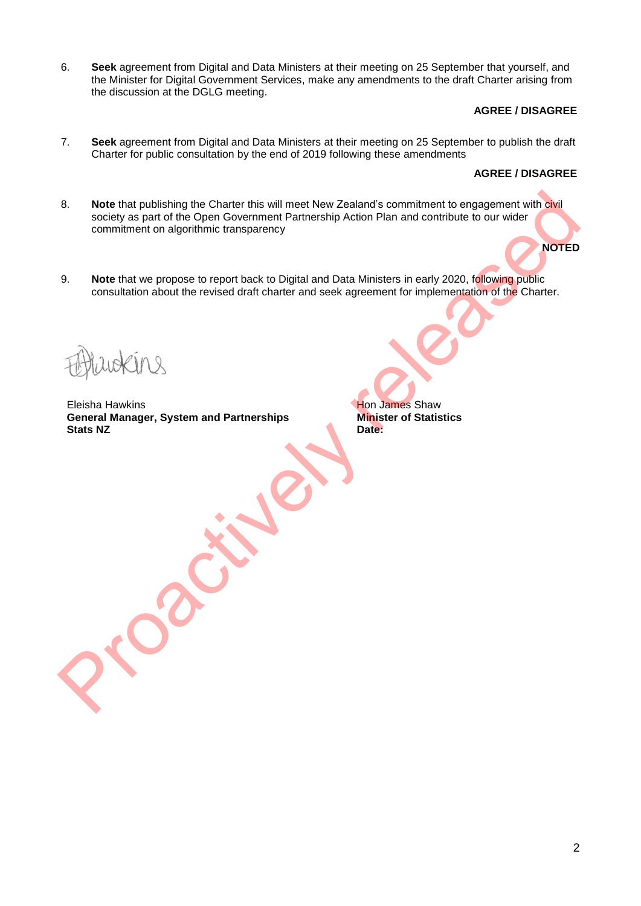6. **Seek** agreement from Digital and Data Ministers at their meeting on 25 September that yourself, and the Minister for Digital Government Services, make any amendments to the draft Charter arising from the discussion at the DGLG meeting.

   **AGREE / DISAGREE**

7. **Seek** agreement from Digital and Data Ministers at their meeting on 25 September to publish the draft Charter for public consultation by the end of 2019 following these amendments

   **AGREE / DISAGREE**

8. **Note** that publishing the Charter this will meet New Zealand's commitment to engagement with civil society as part of the Open Government Partnership Action Plan and contribute to our wider commitment on algorithmic transparency

   **NOTED**

9. **Note** that we propose to report back to Digital and Data Ministers in early 2020, following public consultation about the revised draft charter and seek agreement for implementation of the Charter.

Eleisha Hawkins
**General Manager, System and Partnerships**
**Stats NZ**

Hon James Shaw
**Minister of Statistics**
**Date:**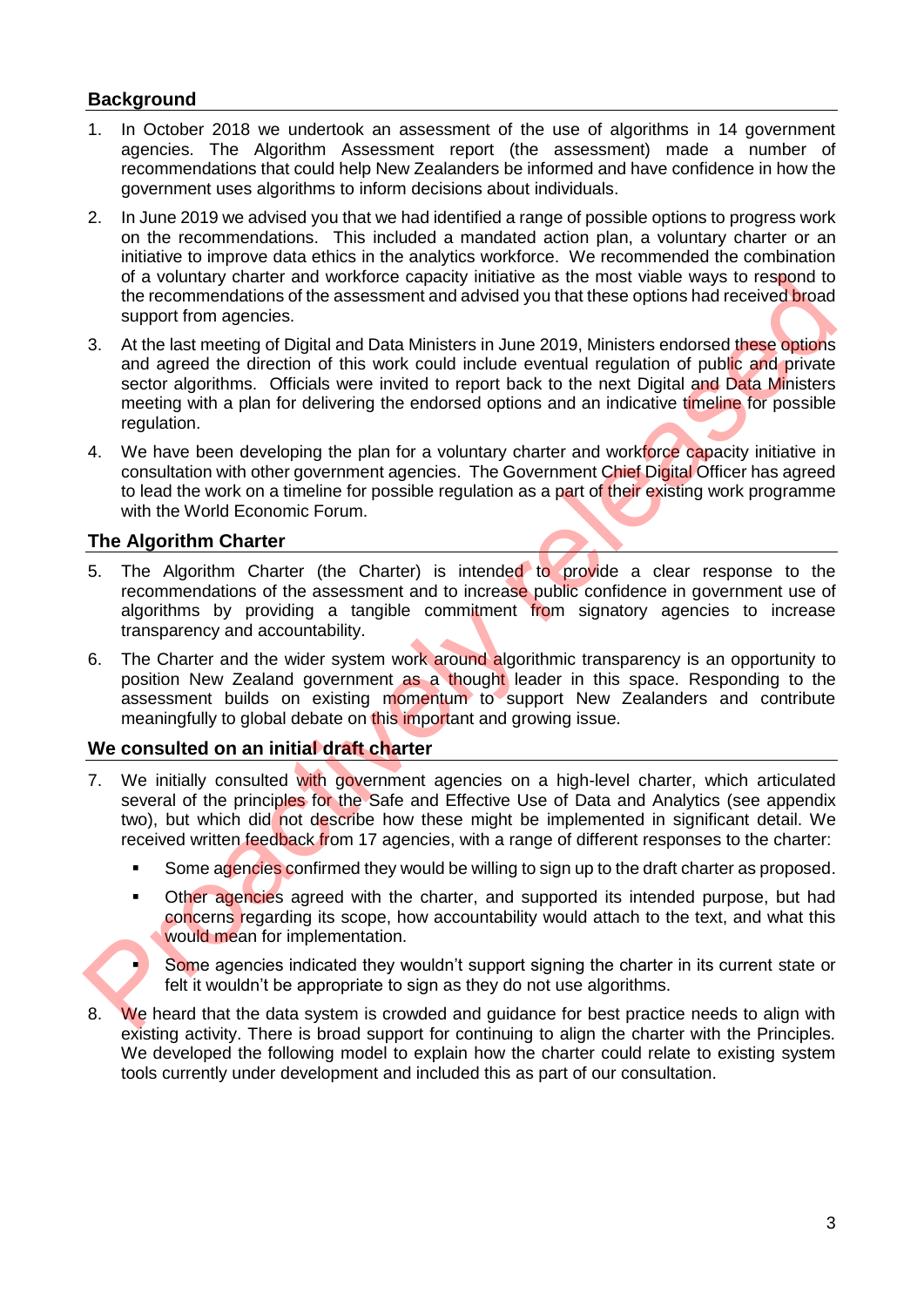## Background

1. In October 2018 we undertook an assessment of the use of algorithms in 14 government agencies. The Algorithm Assessment report (the assessment) made a number of recommendations that could help New Zealanders be informed and have confidence in how the government uses algorithms to inform decisions about individuals.

2. In June 2019 we advised you that we had identified a range of possible options to progress work on the recommendations. This included a mandated action plan, a voluntary charter or an initiative to improve data ethics in the analytics workforce. We recommended the combination of a voluntary charter and workforce capacity initiative as the most viable ways to respond to the recommendations of the assessment and advised you that these options had received broad support from agencies.

3. At the last meeting of Digital and Data Ministers in June 2019, Ministers endorsed these options and agreed the direction of this work could include eventual regulation of public and private sector algorithms. Officials were invited to report back to the next Digital and Data Ministers meeting with a plan for delivering the endorsed options and an indicative timeline for possible regulation.

4. We have been developing the plan for a voluntary charter and workforce capacity initiative in consultation with other government agencies. The Government Chief Digital Officer has agreed to lead the work on a timeline for possible regulation as a part of their existing work programme with the World Economic Forum.

## The Algorithm Charter

5. The Algorithm Charter (the Charter) is intended to provide a clear response to the recommendations of the assessment and to increase public confidence in government use of algorithms by providing a tangible commitment from signatory agencies to increase transparency and accountability.

6. The Charter and the wider system work around algorithmic transparency is an opportunity to position New Zealand government as a thought leader in this space. Responding to the assessment builds on existing momentum to support New Zealanders and contribute meaningfully to global debate on this important and growing issue.

## We consulted on an initial draft charter

7. We initially consulted with government agencies on a high-level charter, which articulated several of the principles for the Safe and Effective Use of Data and Analytics (see appendix two), but which did not describe how these might be implemented in significant detail. We received written feedback from 17 agencies, with a range of different responses to the charter:

   - Some agencies confirmed they would be willing to sign up to the draft charter as proposed.
   - Other agencies agreed with the charter, and supported its intended purpose, but had concerns regarding its scope, how accountability would attach to the text, and what this would mean for implementation.
   - Some agencies indicated they wouldn't support signing the charter in its current state or felt it wouldn't be appropriate to sign as they do not use algorithms.

8. We heard that the data system is crowded and guidance for best practice needs to align with existing activity. There is broad support for continuing to align the charter with the Principles. We developed the following model to explain how the charter could relate to existing system tools currently under development and included this as part of our consultation.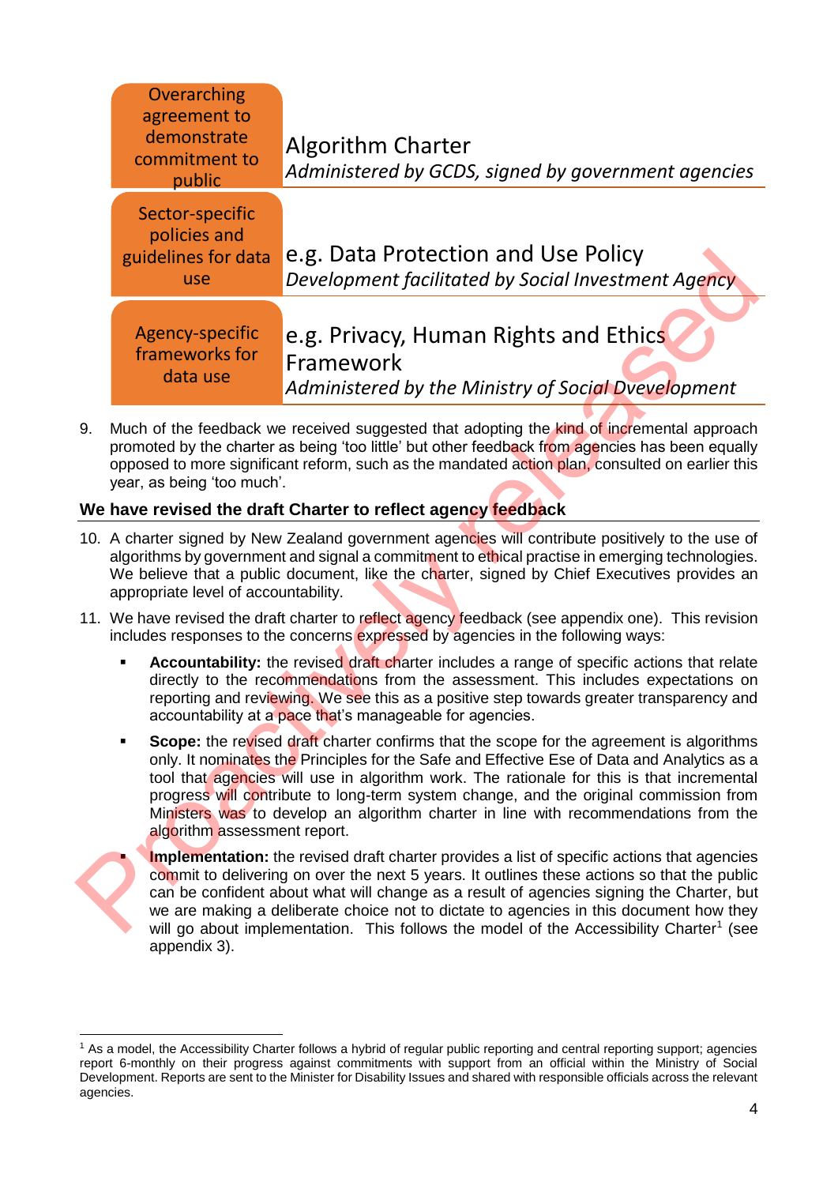| | |
|---|---|
| Overarching agreement to demonstrate commitment to public | Algorithm Charter<br>*Administered by GCDS, signed by government agencies* |
| Sector-specific policies and guidelines for data use | e.g. Data Protection and Use Policy<br>*Development facilitated by Social Investment Agency* |
| Agency-specific frameworks for data use | e.g. Privacy, Human Rights and Ethics Framework<br>*Administered by the Ministry of Social Development* |

9. Much of the feedback we received suggested that adopting the kind of incremental approach promoted by the charter as being 'too little' but other feedback from agencies has been equally opposed to more significant reform, such as the mandated action plan, consulted on earlier this year, as being 'too much'.

## We have revised the draft Charter to reflect agency feedback

10. A charter signed by New Zealand government agencies will contribute positively to the use of algorithms by government and signal a commitment to ethical practise in emerging technologies. We believe that a public document, like the charter, signed by Chief Executives provides an appropriate level of accountability.

11. We have revised the draft charter to reflect agency feedback (see appendix one). This revision includes responses to the concerns expressed by agencies in the following ways:

   - **Accountability:** the revised draft charter includes a range of specific actions that relate directly to the recommendations from the assessment. This includes expectations on reporting and reviewing. We see this as a positive step towards greater transparency and accountability at a pace that's manageable for agencies.
   - **Scope:** the revised draft charter confirms that the scope for the agreement is algorithms only. It nominates the Principles for the Safe and Effective Ese of Data and Analytics as a tool that agencies will use in algorithm work. The rationale for this is that incremental progress will contribute to long-term system change, and the original commission from Ministers was to develop an algorithm charter in line with recommendations from the algorithm assessment report.
   - **Implementation:** the revised draft charter provides a list of specific actions that agencies commit to delivering on over the next 5 years. It outlines these actions so that the public can be confident about what will change as a result of agencies signing the Charter, but we are making a deliberate choice not to dictate to agencies in this document how they will go about implementation. This follows the model of the Accessibility Charter[1] (see appendix 3).

[1] As a model, the Accessibility Charter follows a hybrid of regular public reporting and central reporting support; agencies report 6-monthly on their progress against commitments with support from an official within the Ministry of Social Development. Reports are sent to the Minister for Disability Issues and shared with responsible officials across the relevant agencies.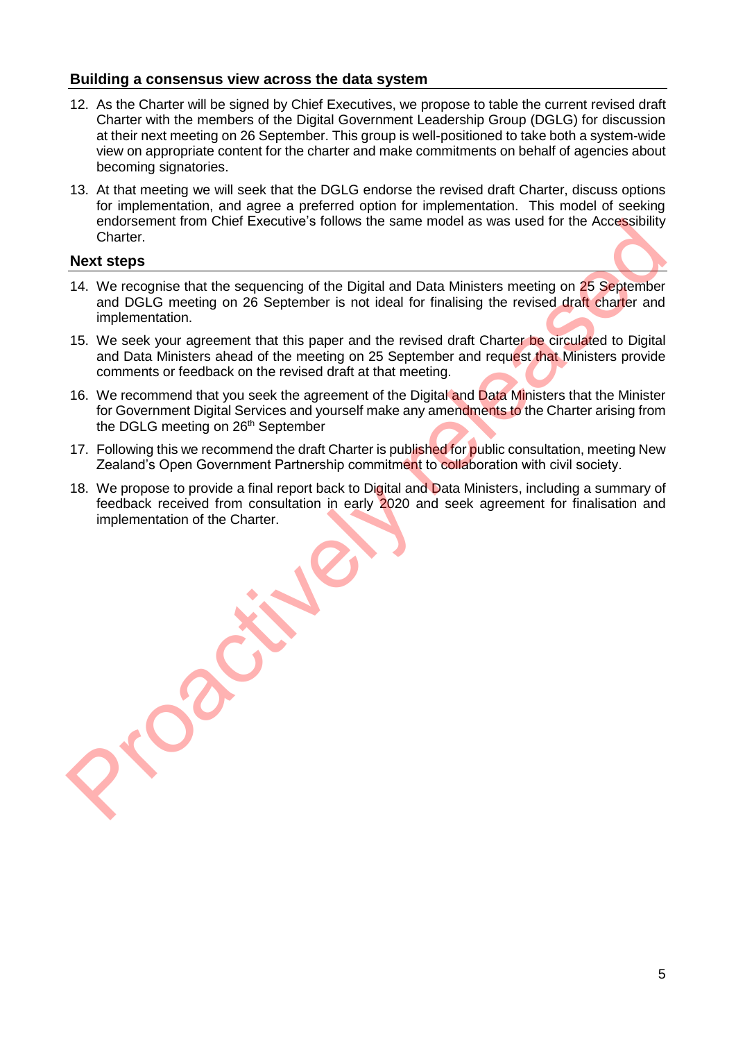## Building a consensus view across the data system

12. As the Charter will be signed by Chief Executives, we propose to table the current revised draft Charter with the members of the Digital Government Leadership Group (DGLG) for discussion at their next meeting on 26 September. This group is well-positioned to take both a system-wide view on appropriate content for the charter and make commitments on behalf of agencies about becoming signatories.

13. At that meeting we will seek that the DGLG endorse the revised draft Charter, discuss options for implementation, and agree a preferred option for implementation. This model of seeking endorsement from Chief Executive's follows the same model as was used for the Accessibility Charter.

## Next steps

14. We recognise that the sequencing of the Digital and Data Ministers meeting on 25 September and DGLG meeting on 26 September is not ideal for finalising the revised draft charter and implementation.

15. We seek your agreement that this paper and the revised draft Charter be circulated to Digital and Data Ministers ahead of the meeting on 25 September and request that Ministers provide comments or feedback on the revised draft at that meeting.

16. We recommend that you seek the agreement of the Digital and Data Ministers that the Minister for Government Digital Services and yourself make any amendments to the Charter arising from the DGLG meeting on 26th September

17. Following this we recommend the draft Charter is published for public consultation, meeting New Zealand's Open Government Partnership commitment to collaboration with civil society.

18. We propose to provide a final report back to Digital and Data Ministers, including a summary of feedback received from consultation in early 2020 and seek agreement for finalisation and implementation of the Charter.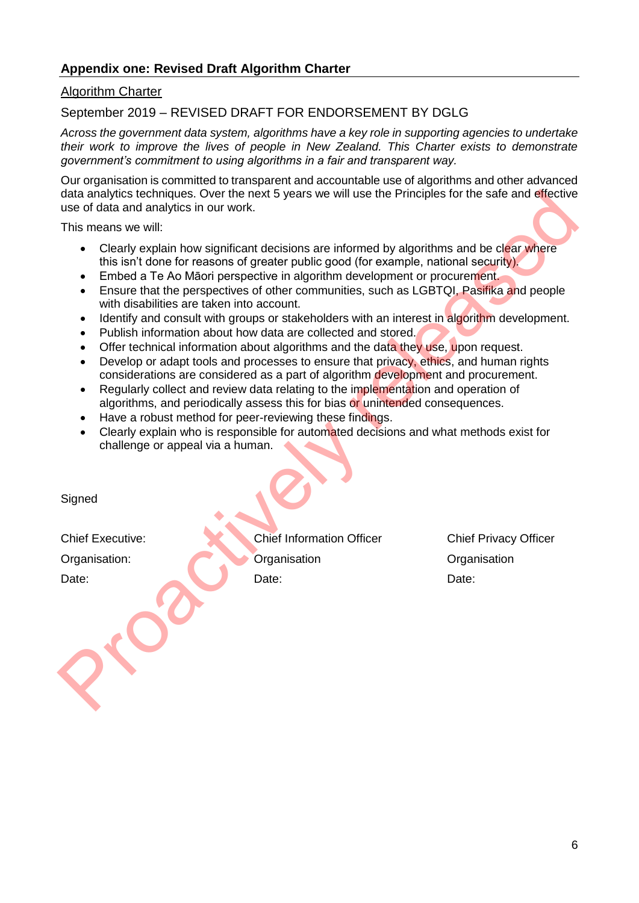## Appendix one: Revised Draft Algorithm Charter

Algorithm Charter

September 2019 – REVISED DRAFT FOR ENDORSEMENT BY DGLG

*Across the government data system, algorithms have a key role in supporting agencies to undertake their work to improve the lives of people in New Zealand. This Charter exists to demonstrate government's commitment to using algorithms in a fair and transparent way.*

Our organisation is committed to transparent and accountable use of algorithms and other advanced data analytics techniques. Over the next 5 years we will use the Principles for the safe and effective use of data and analytics in our work.

This means we will:

- Clearly explain how significant decisions are informed by algorithms and be clear where this isn't done for reasons of greater public good (for example, national security).
- Embed a Te Ao Māori perspective in algorithm development or procurement.
- Ensure that the perspectives of other communities, such as LGBTQI, Pasifika and people with disabilities are taken into account.
- Identify and consult with groups or stakeholders with an interest in algorithm development.
- Publish information about how data are collected and stored.
- Offer technical information about algorithms and the data they use, upon request.
- Develop or adapt tools and processes to ensure that privacy, ethics, and human rights considerations are considered as a part of algorithm development and procurement.
- Regularly collect and review data relating to the implementation and operation of algorithms, and periodically assess this for bias or unintended consequences.
- Have a robust method for peer-reviewing these findings.
- Clearly explain who is responsible for automated decisions and what methods exist for challenge or appeal via a human.

Signed

| | | |
|---|---|---|
| Chief Executive: | Chief Information Officer | Chief Privacy Officer |
| Organisation: | Organisation | Organisation |
| Date: | Date: | Date: |

Proactively released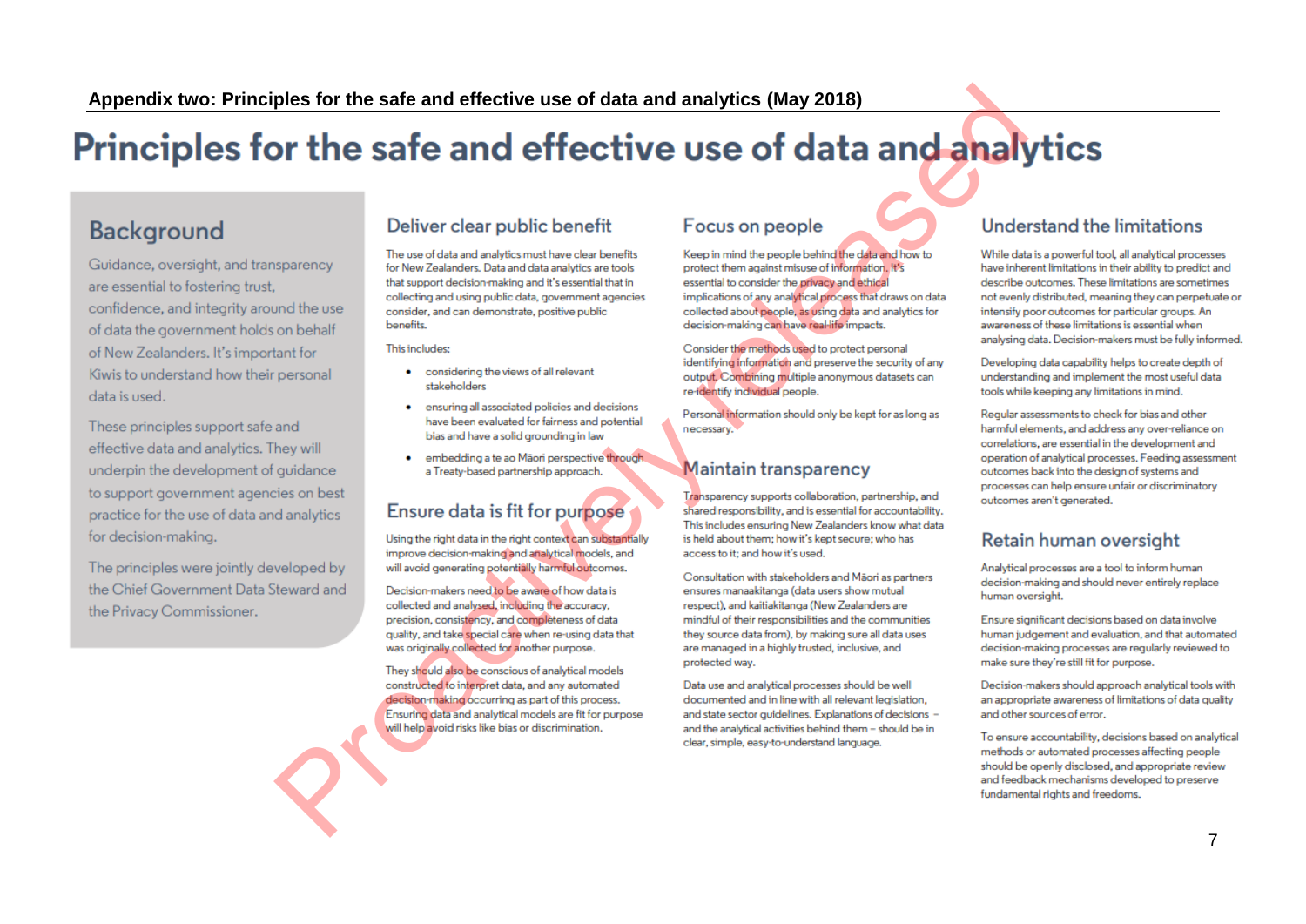**Appendix two: Principles for the safe and effective use of data and analytics (May 2018)**

# Principles for the safe and effective use of data and analytics

## Background

Guidance, oversight, and transparency are essential to fostering trust, confidence, and integrity around the use of data the government holds on behalf of New Zealanders. It's important for Kiwis to understand how their personal data is used.

These principles support safe and effective data and analytics. They will underpin the development of guidance to support government agencies on best practice for the use of data and analytics for decision-making.

The principles were jointly developed by the Chief Government Data Steward and the Privacy Commissioner.

## Deliver clear public benefit

The use of data and analytics must have clear benefits for New Zealanders. Data and data analytics are tools that support decision-making and it's essential that in collecting and using public data, government agencies consider, and can demonstrate, positive public benefits.

This includes:

- considering the views of all relevant stakeholders
- ensuring all associated policies and decisions have been evaluated for fairness and potential bias and have a solid grounding in law
- embedding a te ao Māori perspective through a Treaty-based partnership approach.

## Ensure data is fit for purpose

Using the right data in the right context can substantially improve decision-making and analytical models, and will avoid generating potentially harmful outcomes.

Decision-makers need to be aware of how data is collected and analysed, including the accuracy, precision, consistency, and completeness of data quality, and take special care when re-using data that was originally collected for another purpose.

They should also be conscious of analytical models constructed to interpret data, and any automated decision-making occurring as part of this process. Ensuring data and analytical models are fit for purpose will help avoid risks like bias or discrimination.

## Focus on people

Keep in mind the people behind the data and how to protect them against misuse of information. It's essential to consider the privacy and ethical implications of any analytical process that draws on data collected about people, as using data and analytics for decision-making can have real-life impacts.

Consider the methods used to protect personal identifying information and preserve the security of any output. Combining multiple anonymous datasets can re-identify individual people.

Personal information should only be kept for as long as necessary.

## Maintain transparency

Transparency supports collaboration, partnership, and shared responsibility, and is essential for accountability. This includes ensuring New Zealanders know what data is held about them; how it's kept secure; who has access to it; and how it's used.

Consultation with stakeholders and Māori as partners ensures manaakitanga (data users show mutual respect), and kaitiakitanga (New Zealanders are mindful of their responsibilities and the communities they source data from), by making sure all data uses are managed in a highly trusted, inclusive, and protected way.

Data use and analytical processes should be well documented and in line with all relevant legislation, and state sector guidelines. Explanations of decisions – and the analytical activities behind them – should be in clear, simple, easy-to-understand language.

## Understand the limitations

While data is a powerful tool, all analytical processes have inherent limitations in their ability to predict and describe outcomes. These limitations are sometimes not evenly distributed, meaning they can perpetuate or intensify poor outcomes for particular groups. An awareness of these limitations is essential when analysing data. Decision-makers must be fully informed.

Developing data capability helps to create depth of understanding and implement the most useful data tools while keeping any limitations in mind.

Regular assessments to check for bias and other harmful elements, and address any over-reliance on correlations, are essential in the development and operation of analytical processes. Feeding assessment outcomes back into the design of systems and processes can help ensure unfair or discriminatory outcomes aren't generated.

## Retain human oversight

Analytical processes are a tool to inform human decision-making and should never entirely replace human oversight.

Ensure significant decisions based on data involve human judgement and evaluation, and that automated decision-making processes are regularly reviewed to make sure they're still fit for purpose.

Decision-makers should approach analytical tools with an appropriate awareness of limitations of data quality and other sources of error.

To ensure accountability, decisions based on analytical methods or automated processes affecting people should be openly disclosed, and appropriate review and feedback mechanisms developed to preserve fundamental rights and freedoms.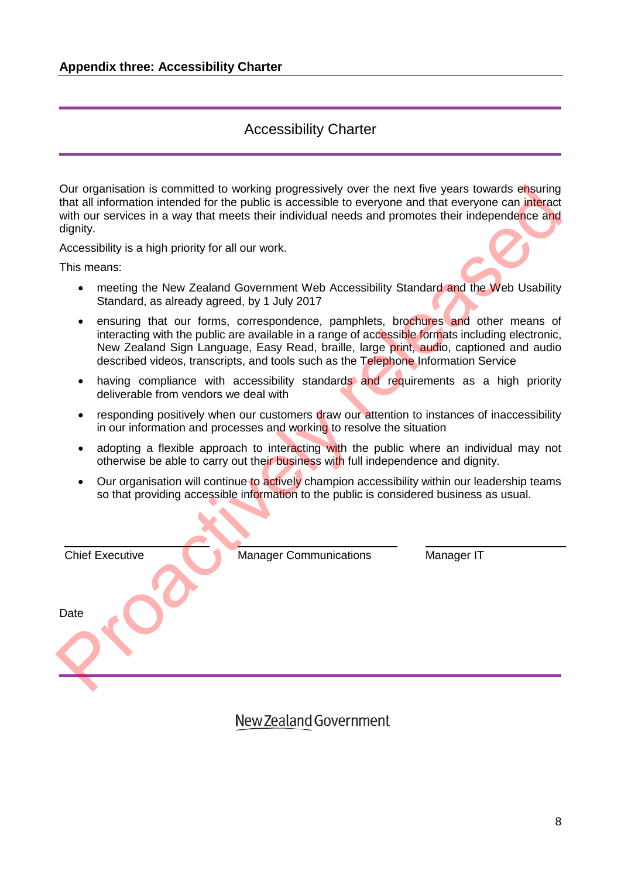**Appendix three: Accessibility Charter**

## Accessibility Charter

Our organisation is committed to working progressively over the next five years towards ensuring that all information intended for the public is accessible to everyone and that everyone can interact with our services in a way that meets their individual needs and promotes their independence and dignity.

Accessibility is a high priority for all our work.

This means:

- meeting the New Zealand Government Web Accessibility Standard and the Web Usability Standard, as already agreed, by 1 July 2017
- ensuring that our forms, correspondence, pamphlets, brochures and other means of interacting with the public are available in a range of accessible formats including electronic, New Zealand Sign Language, Easy Read, braille, large print, audio, captioned and audio described videos, transcripts, and tools such as the Telephone Information Service
- having compliance with accessibility standards and requirements as a high priority deliverable from vendors we deal with
- responding positively when our customers draw our attention to instances of inaccessibility in our information and processes and working to resolve the situation
- adopting a flexible approach to interacting with the public where an individual may not otherwise be able to carry out their business with full independence and dignity.
- Our organisation will continue to actively champion accessibility within our leadership teams so that providing accessible information to the public is considered business as usual.

Chief Executive

Manager Communications

Manager IT

Date

New Zealand Government

Proactively released